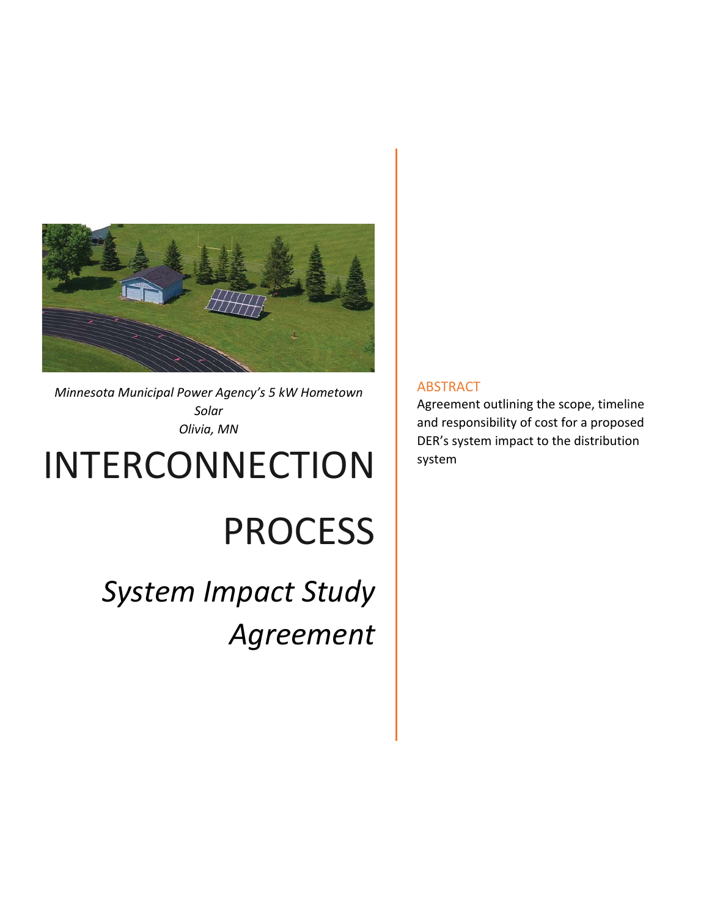*Minnesota Municipal Power Agency's 5 kW Hometown Solar*
*Olivia, MN*

# INTERCONNECTION PROCESS

## *System Impact Study Agreement*

### ABSTRACT

Agreement outlining the scope, timeline and responsibility of cost for a proposed DER's system impact to the distribution system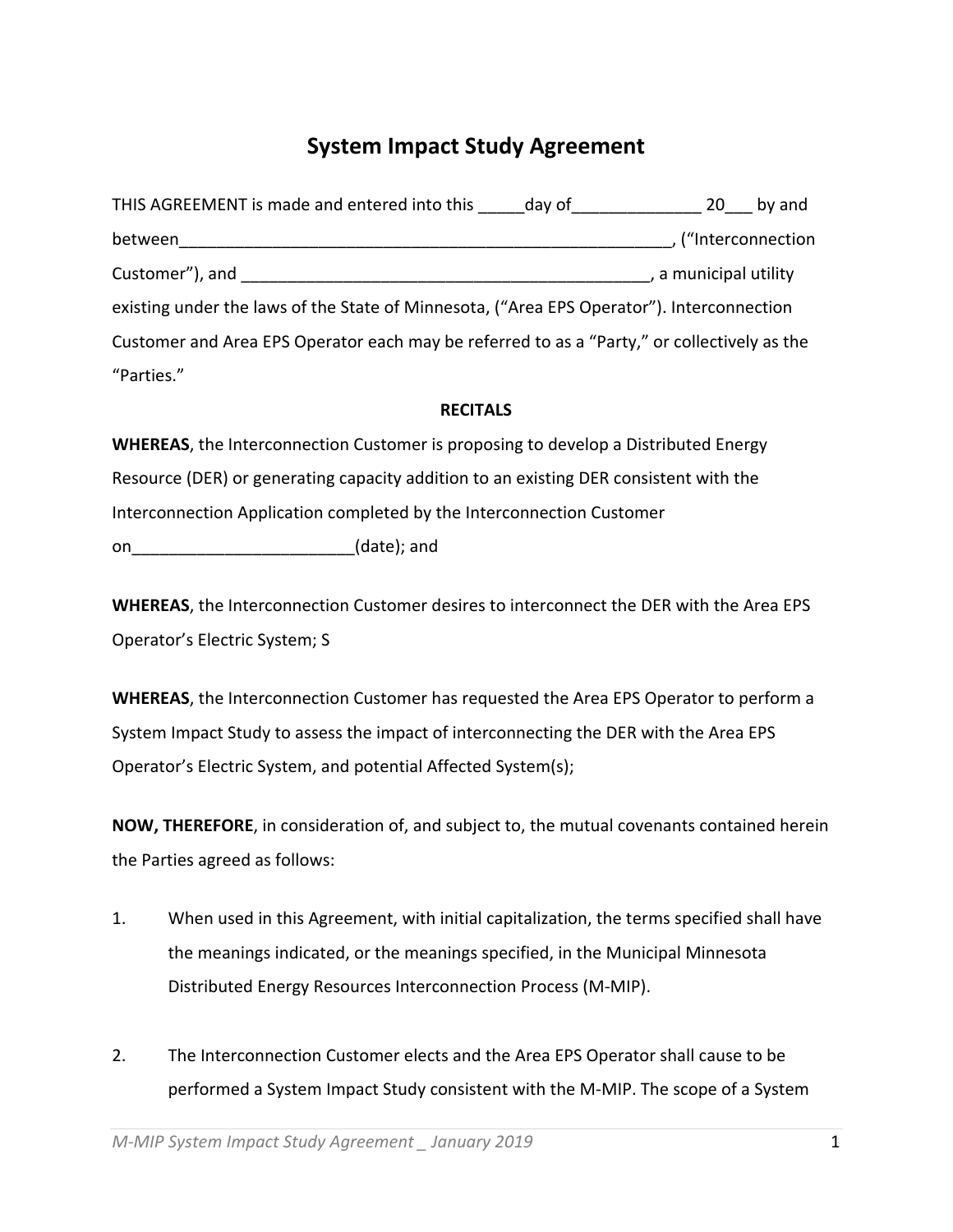# System Impact Study Agreement

THIS AGREEMENT is made and entered into this _____day of______________ 20___ by and between________________________________________________________, ("Interconnection Customer"), and _____________________________________________, a municipal utility existing under the laws of the State of Minnesota, ("Area EPS Operator"). Interconnection Customer and Area EPS Operator each may be referred to as a "Party," or collectively as the "Parties."

**RECITALS**

**WHEREAS**, the Interconnection Customer is proposing to develop a Distributed Energy Resource (DER) or generating capacity addition to an existing DER consistent with the Interconnection Application completed by the Interconnection Customer on________________________(date); and

**WHEREAS**, the Interconnection Customer desires to interconnect the DER with the Area EPS Operator's Electric System; S

**WHEREAS**, the Interconnection Customer has requested the Area EPS Operator to perform a System Impact Study to assess the impact of interconnecting the DER with the Area EPS Operator's Electric System, and potential Affected System(s);

**NOW, THEREFORE**, in consideration of, and subject to, the mutual covenants contained herein the Parties agreed as follows:

1. When used in this Agreement, with initial capitalization, the terms specified shall have the meanings indicated, or the meanings specified, in the Municipal Minnesota Distributed Energy Resources Interconnection Process (M-MIP).

2. The Interconnection Customer elects and the Area EPS Operator shall cause to be performed a System Impact Study consistent with the M-MIP. The scope of a System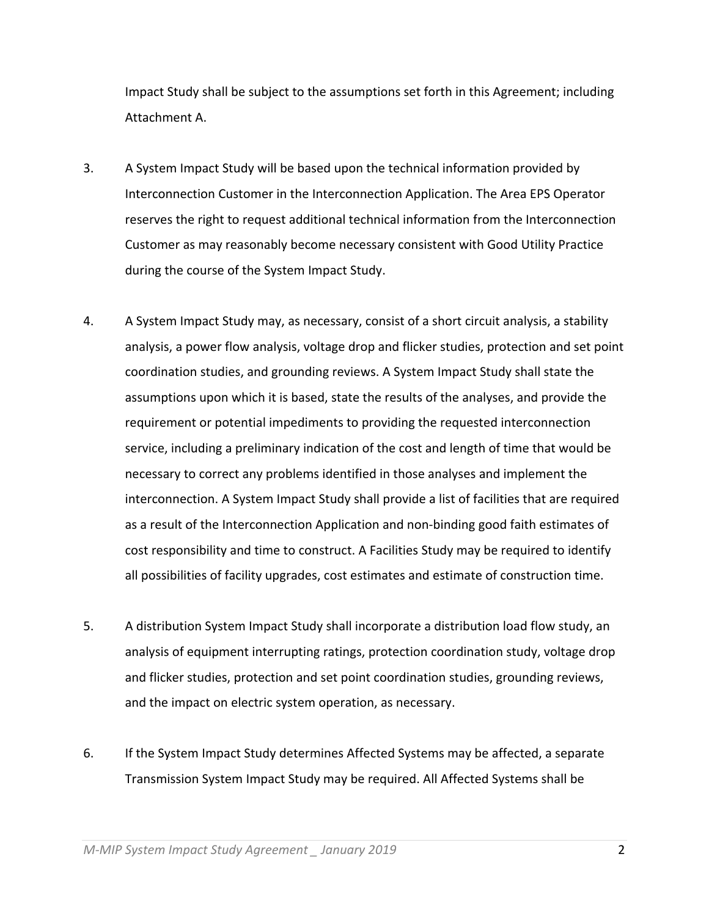Impact Study shall be subject to the assumptions set forth in this Agreement; including Attachment A.

3. A System Impact Study will be based upon the technical information provided by Interconnection Customer in the Interconnection Application. The Area EPS Operator reserves the right to request additional technical information from the Interconnection Customer as may reasonably become necessary consistent with Good Utility Practice during the course of the System Impact Study.

4. A System Impact Study may, as necessary, consist of a short circuit analysis, a stability analysis, a power flow analysis, voltage drop and flicker studies, protection and set point coordination studies, and grounding reviews. A System Impact Study shall state the assumptions upon which it is based, state the results of the analyses, and provide the requirement or potential impediments to providing the requested interconnection service, including a preliminary indication of the cost and length of time that would be necessary to correct any problems identified in those analyses and implement the interconnection. A System Impact Study shall provide a list of facilities that are required as a result of the Interconnection Application and non-binding good faith estimates of cost responsibility and time to construct. A Facilities Study may be required to identify all possibilities of facility upgrades, cost estimates and estimate of construction time.

5. A distribution System Impact Study shall incorporate a distribution load flow study, an analysis of equipment interrupting ratings, protection coordination study, voltage drop and flicker studies, protection and set point coordination studies, grounding reviews, and the impact on electric system operation, as necessary.

6. If the System Impact Study determines Affected Systems may be affected, a separate Transmission System Impact Study may be required. All Affected Systems shall be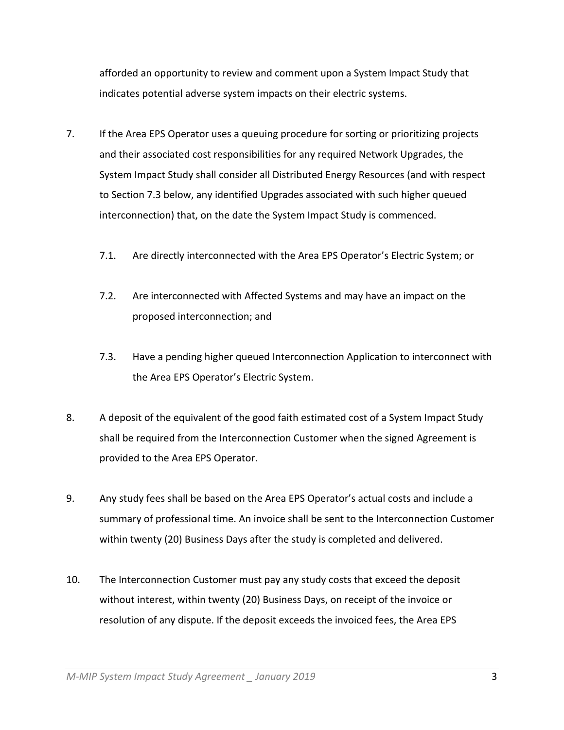afforded an opportunity to review and comment upon a System Impact Study that indicates potential adverse system impacts on their electric systems.

7. If the Area EPS Operator uses a queuing procedure for sorting or prioritizing projects and their associated cost responsibilities for any required Network Upgrades, the System Impact Study shall consider all Distributed Energy Resources (and with respect to Section 7.3 below, any identified Upgrades associated with such higher queued interconnection) that, on the date the System Impact Study is commenced.

   7.1. Are directly interconnected with the Area EPS Operator's Electric System; or

   7.2. Are interconnected with Affected Systems and may have an impact on the proposed interconnection; and

   7.3. Have a pending higher queued Interconnection Application to interconnect with the Area EPS Operator's Electric System.

8. A deposit of the equivalent of the good faith estimated cost of a System Impact Study shall be required from the Interconnection Customer when the signed Agreement is provided to the Area EPS Operator.

9. Any study fees shall be based on the Area EPS Operator's actual costs and include a summary of professional time. An invoice shall be sent to the Interconnection Customer within twenty (20) Business Days after the study is completed and delivered.

10. The Interconnection Customer must pay any study costs that exceed the deposit without interest, within twenty (20) Business Days, on receipt of the invoice or resolution of any dispute. If the deposit exceeds the invoiced fees, the Area EPS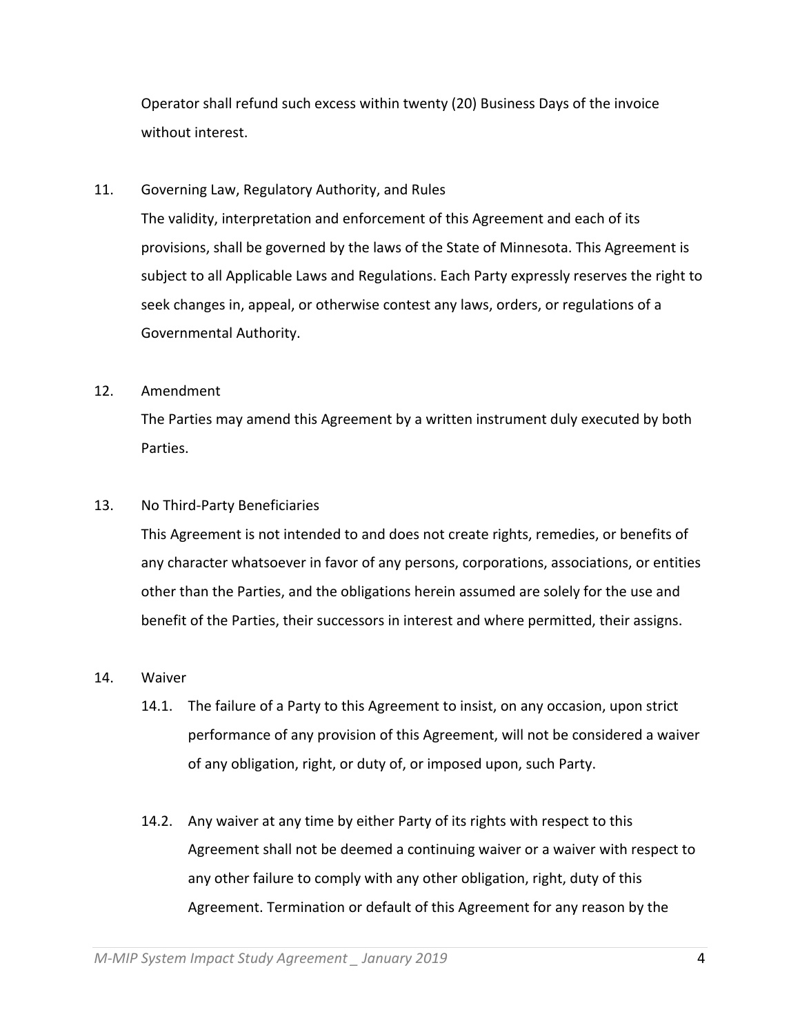Operator shall refund such excess within twenty (20) Business Days of the invoice without interest.

11. Governing Law, Regulatory Authority, and Rules

The validity, interpretation and enforcement of this Agreement and each of its provisions, shall be governed by the laws of the State of Minnesota. This Agreement is subject to all Applicable Laws and Regulations. Each Party expressly reserves the right to seek changes in, appeal, or otherwise contest any laws, orders, or regulations of a Governmental Authority.

12. Amendment

The Parties may amend this Agreement by a written instrument duly executed by both Parties.

13. No Third-Party Beneficiaries

This Agreement is not intended to and does not create rights, remedies, or benefits of any character whatsoever in favor of any persons, corporations, associations, or entities other than the Parties, and the obligations herein assumed are solely for the use and benefit of the Parties, their successors in interest and where permitted, their assigns.

14. Waiver

14.1. The failure of a Party to this Agreement to insist, on any occasion, upon strict performance of any provision of this Agreement, will not be considered a waiver of any obligation, right, or duty of, or imposed upon, such Party.

14.2. Any waiver at any time by either Party of its rights with respect to this Agreement shall not be deemed a continuing waiver or a waiver with respect to any other failure to comply with any other obligation, right, duty of this Agreement. Termination or default of this Agreement for any reason by the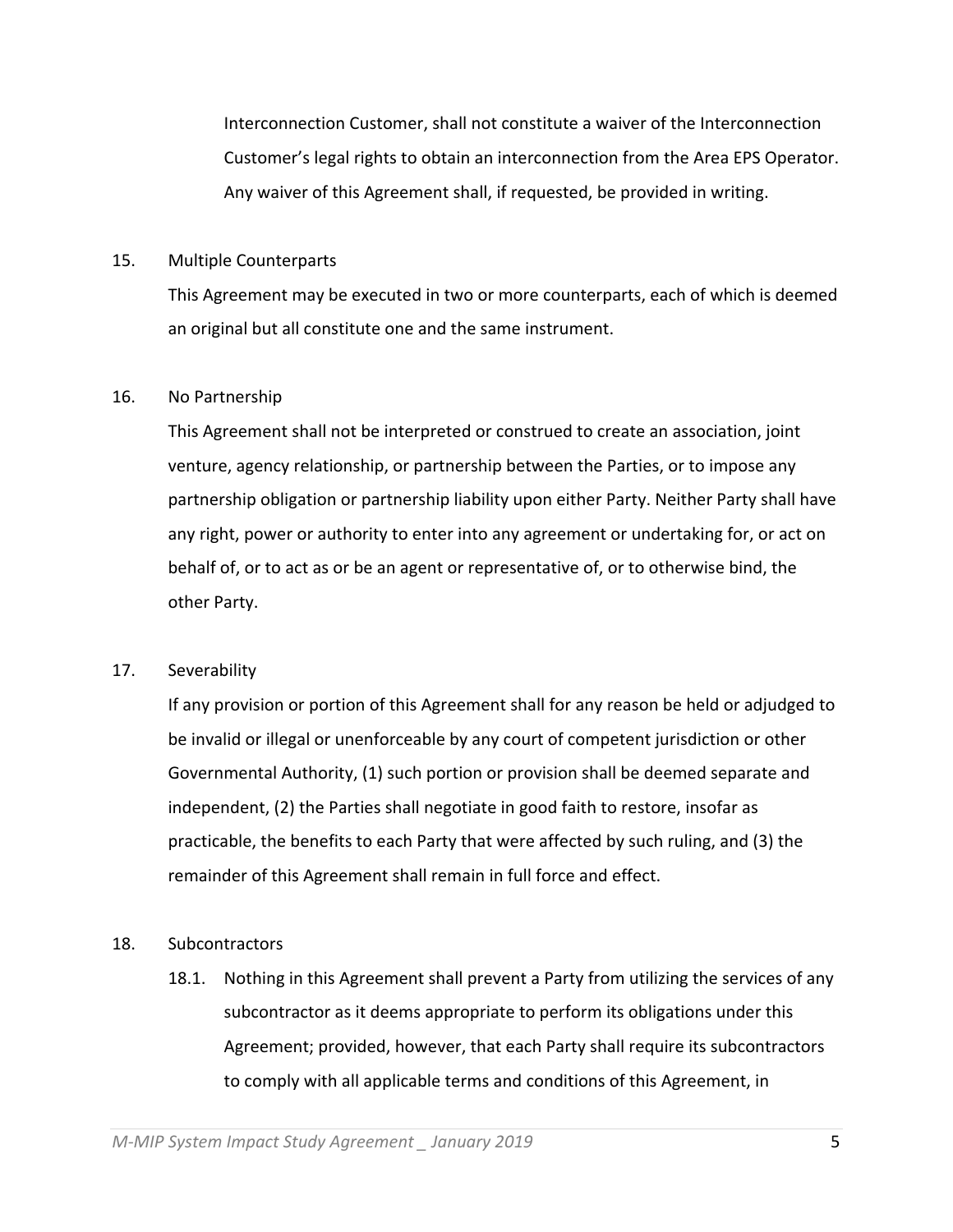Interconnection Customer, shall not constitute a waiver of the Interconnection Customer's legal rights to obtain an interconnection from the Area EPS Operator. Any waiver of this Agreement shall, if requested, be provided in writing.

15. Multiple Counterparts

This Agreement may be executed in two or more counterparts, each of which is deemed an original but all constitute one and the same instrument.

16. No Partnership

This Agreement shall not be interpreted or construed to create an association, joint venture, agency relationship, or partnership between the Parties, or to impose any partnership obligation or partnership liability upon either Party. Neither Party shall have any right, power or authority to enter into any agreement or undertaking for, or act on behalf of, or to act as or be an agent or representative of, or to otherwise bind, the other Party.

17. Severability

If any provision or portion of this Agreement shall for any reason be held or adjudged to be invalid or illegal or unenforceable by any court of competent jurisdiction or other Governmental Authority, (1) such portion or provision shall be deemed separate and independent, (2) the Parties shall negotiate in good faith to restore, insofar as practicable, the benefits to each Party that were affected by such ruling, and (3) the remainder of this Agreement shall remain in full force and effect.

18. Subcontractors

18.1. Nothing in this Agreement shall prevent a Party from utilizing the services of any subcontractor as it deems appropriate to perform its obligations under this Agreement; provided, however, that each Party shall require its subcontractors to comply with all applicable terms and conditions of this Agreement, in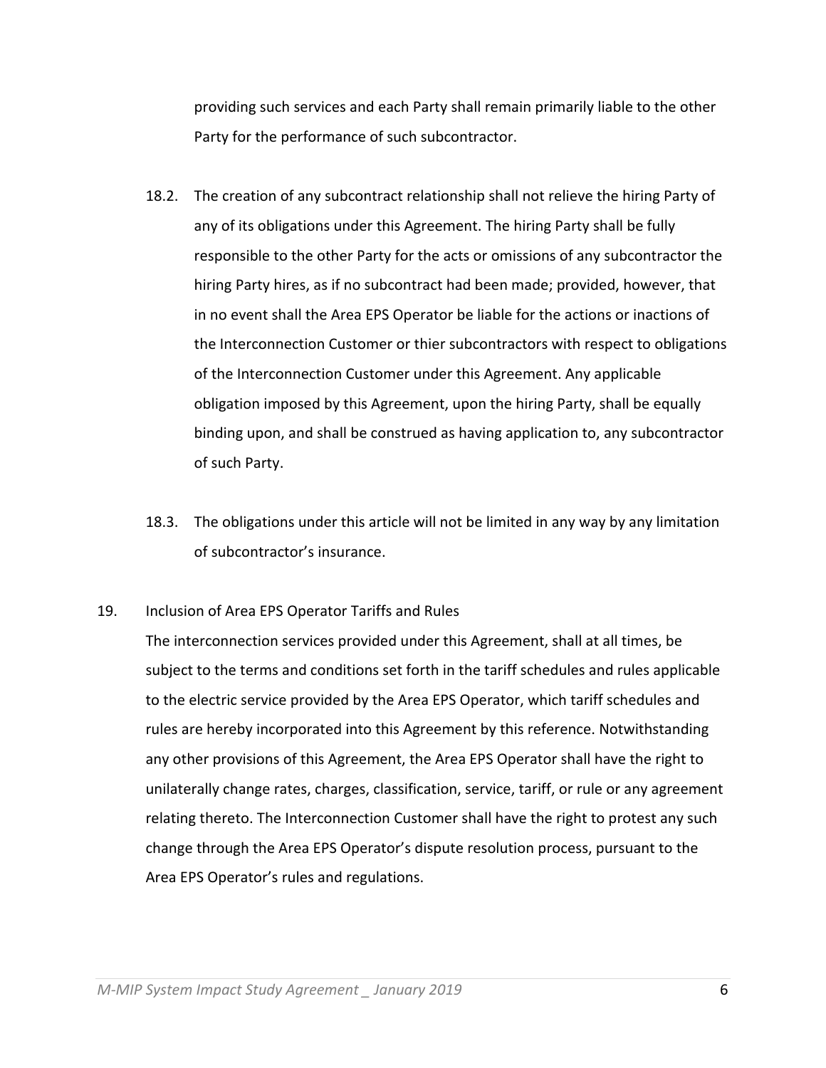providing such services and each Party shall remain primarily liable to the other Party for the performance of such subcontractor.

18.2. The creation of any subcontract relationship shall not relieve the hiring Party of any of its obligations under this Agreement. The hiring Party shall be fully responsible to the other Party for the acts or omissions of any subcontractor the hiring Party hires, as if no subcontract had been made; provided, however, that in no event shall the Area EPS Operator be liable for the actions or inactions of the Interconnection Customer or thier subcontractors with respect to obligations of the Interconnection Customer under this Agreement. Any applicable obligation imposed by this Agreement, upon the hiring Party, shall be equally binding upon, and shall be construed as having application to, any subcontractor of such Party.

18.3. The obligations under this article will not be limited in any way by any limitation of subcontractor's insurance.

19. Inclusion of Area EPS Operator Tariffs and Rules

The interconnection services provided under this Agreement, shall at all times, be subject to the terms and conditions set forth in the tariff schedules and rules applicable to the electric service provided by the Area EPS Operator, which tariff schedules and rules are hereby incorporated into this Agreement by this reference. Notwithstanding any other provisions of this Agreement, the Area EPS Operator shall have the right to unilaterally change rates, charges, classification, service, tariff, or rule or any agreement relating thereto. The Interconnection Customer shall have the right to protest any such change through the Area EPS Operator's dispute resolution process, pursuant to the Area EPS Operator's rules and regulations.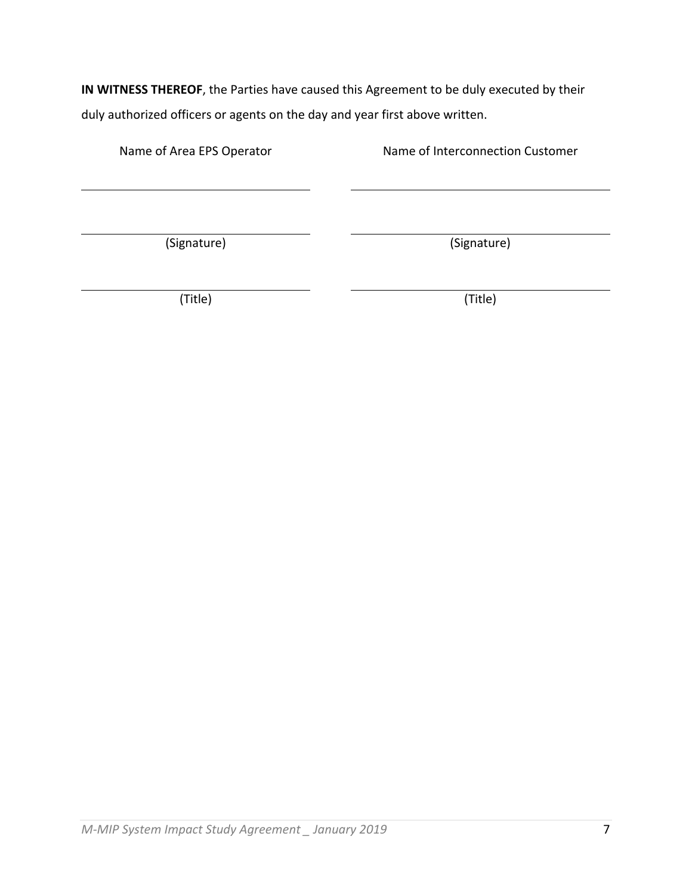**IN WITNESS THEREOF**, the Parties have caused this Agreement to be duly executed by their duly authorized officers or agents on the day and year first above written.

| Name of Area EPS Operator | Name of Interconnection Customer |
|---|---|
| ______________________________ | ______________________________ |
| ______________________________ | ______________________________ |
| (Signature) | (Signature) |
| ______________________________ | ______________________________ |
| (Title) | (Title) |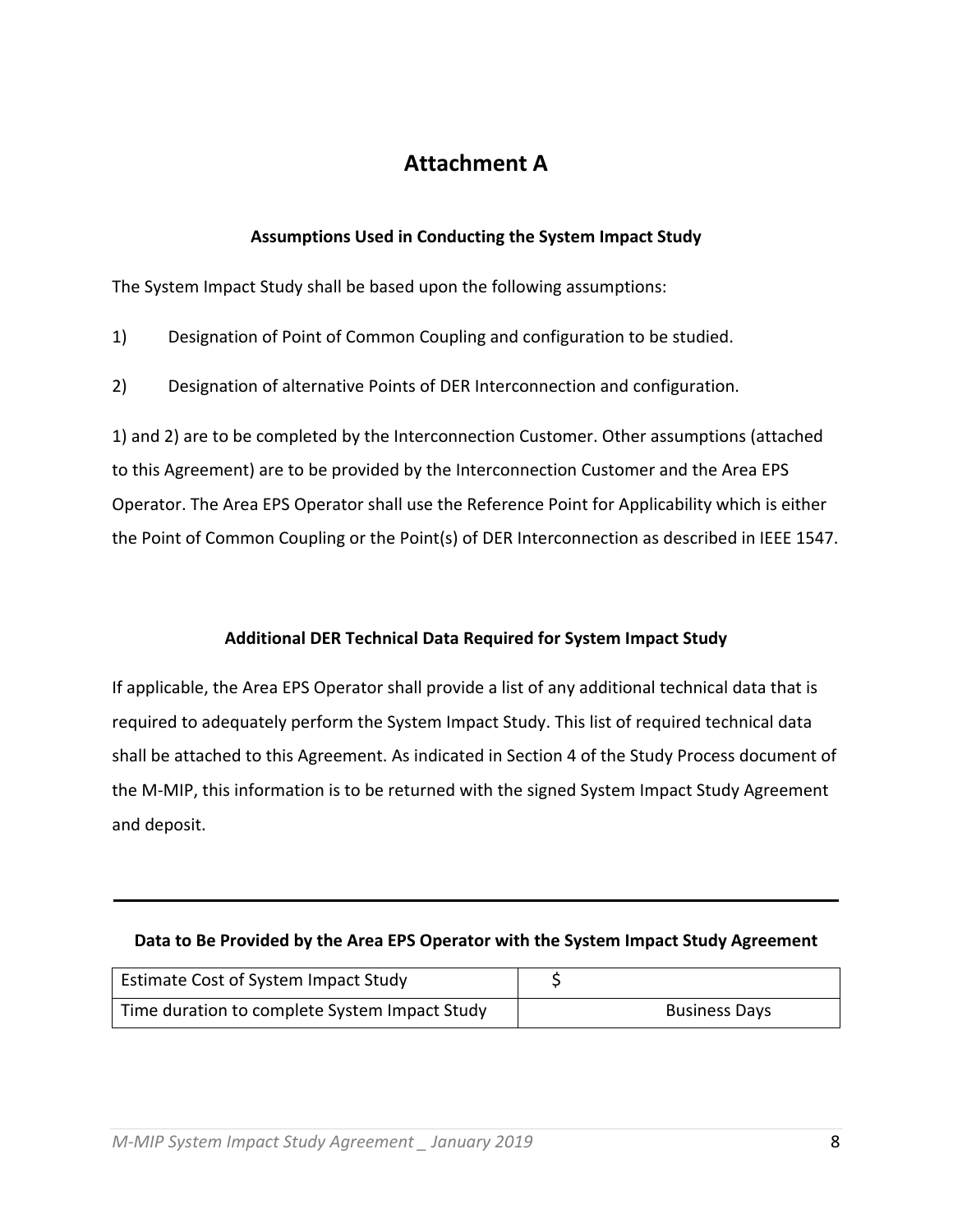# Attachment A

### Assumptions Used in Conducting the System Impact Study

The System Impact Study shall be based upon the following assumptions:

1) Designation of Point of Common Coupling and configuration to be studied.

2) Designation of alternative Points of DER Interconnection and configuration.

1) and 2) are to be completed by the Interconnection Customer. Other assumptions (attached to this Agreement) are to be provided by the Interconnection Customer and the Area EPS Operator. The Area EPS Operator shall use the Reference Point for Applicability which is either the Point of Common Coupling or the Point(s) of DER Interconnection as described in IEEE 1547.

### Additional DER Technical Data Required for System Impact Study

If applicable, the Area EPS Operator shall provide a list of any additional technical data that is required to adequately perform the System Impact Study. This list of required technical data shall be attached to this Agreement. As indicated in Section 4 of the Study Process document of the M-MIP, this information is to be returned with the signed System Impact Study Agreement and deposit.

---

### Data to Be Provided by the Area EPS Operator with the System Impact Study Agreement

| | |
|---|---|
| Estimate Cost of System Impact Study | $ |
| Time duration to complete System Impact Study | Business Days |